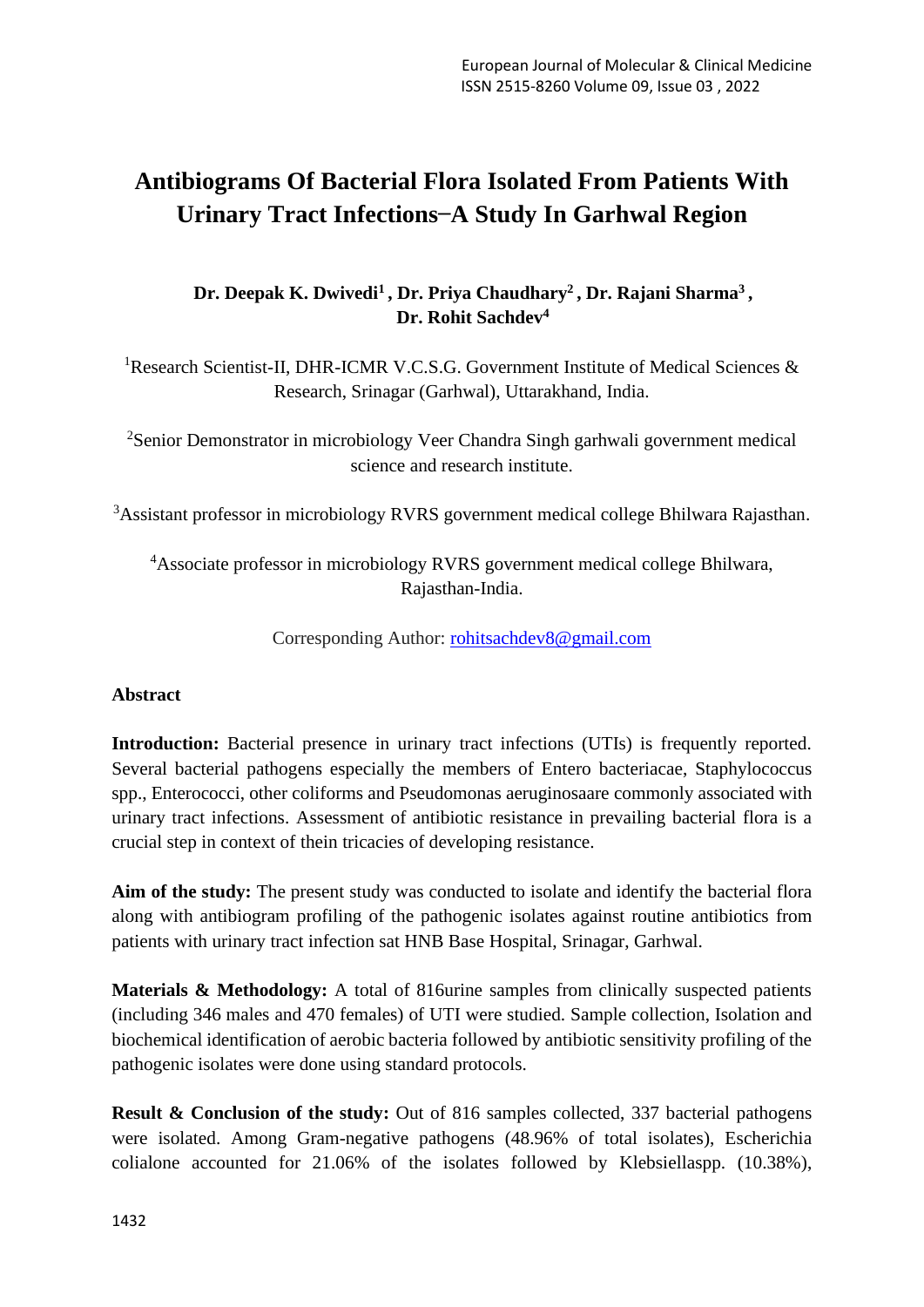# Antibiograms Of Bacterial Flora Isolated From Patients With Urinary Tract Infections–A Study In Garhwal Region

**Dr. Deepak K. Dwivedi[1] , Dr. Priya Chaudhary[2] , Dr. Rajani Sharma[3] , Dr. Rohit Sachdev[4]**

[1]Research Scientist-II, DHR-ICMR V.C.S.G. Government Institute of Medical Sciences & Research, Srinagar (Garhwal), Uttarakhand, India.

[2]Senior Demonstrator in microbiology Veer Chandra Singh garhwali government medical science and research institute.

[3]Assistant professor in microbiology RVRS government medical college Bhilwara Rajasthan.

[4]Associate professor in microbiology RVRS government medical college Bhilwara, Rajasthan-India.

Corresponding Author: rohitsachdev8@gmail.com

## Abstract

**Introduction:** Bacterial presence in urinary tract infections (UTIs) is frequently reported. Several bacterial pathogens especially the members of Entero bacteriacae, Staphylococcus spp., Enterococci, other coliforms and Pseudomonas aeruginosaare commonly associated with urinary tract infections. Assessment of antibiotic resistance in prevailing bacterial flora is a crucial step in context of thein tricacies of developing resistance.

**Aim of the study:** The present study was conducted to isolate and identify the bacterial flora along with antibiogram profiling of the pathogenic isolates against routine antibiotics from patients with urinary tract infection sat HNB Base Hospital, Srinagar, Garhwal.

**Materials & Methodology:** A total of 816urine samples from clinically suspected patients (including 346 males and 470 females) of UTI were studied. Sample collection, Isolation and biochemical identification of aerobic bacteria followed by antibiotic sensitivity profiling of the pathogenic isolates were done using standard protocols.

**Result & Conclusion of the study:** Out of 816 samples collected, 337 bacterial pathogens were isolated. Among Gram-negative pathogens (48.96% of total isolates), Escherichia colialone accounted for 21.06% of the isolates followed by Klebsiellaspp. (10.38%),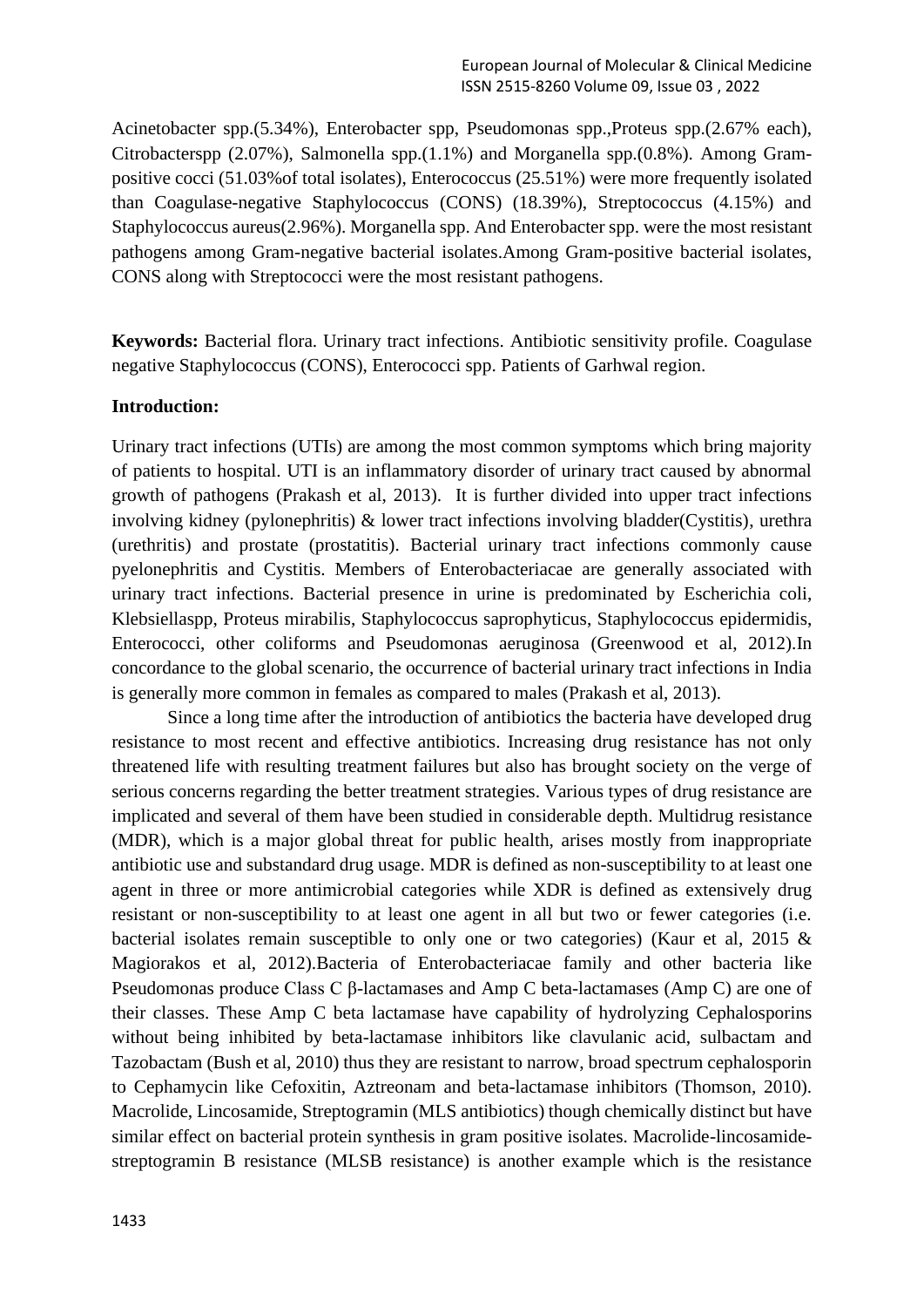Acinetobacter spp.(5.34%), Enterobacter spp, Pseudomonas spp.,Proteus spp.(2.67% each), Citrobacterspp (2.07%), Salmonella spp.(1.1%) and Morganella spp.(0.8%). Among Gram-positive cocci (51.03%of total isolates), Enterococcus (25.51%) were more frequently isolated than Coagulase-negative Staphylococcus (CONS) (18.39%), Streptococcus (4.15%) and Staphylococcus aureus(2.96%). Morganella spp. And Enterobacter spp. were the most resistant pathogens among Gram-negative bacterial isolates.Among Gram-positive bacterial isolates, CONS along with Streptococci were the most resistant pathogens.

**Keywords:** Bacterial flora. Urinary tract infections. Antibiotic sensitivity profile. Coagulase negative Staphylococcus (CONS), Enterococci spp. Patients of Garhwal region.

**Introduction:**

Urinary tract infections (UTIs) are among the most common symptoms which bring majority of patients to hospital. UTI is an inflammatory disorder of urinary tract caused by abnormal growth of pathogens (Prakash et al, 2013). It is further divided into upper tract infections involving kidney (pylonephritis) & lower tract infections involving bladder(Cystitis), urethra (urethritis) and prostate (prostatitis). Bacterial urinary tract infections commonly cause pyelonephritis and Cystitis. Members of Enterobacteriacae are generally associated with urinary tract infections. Bacterial presence in urine is predominated by Escherichia coli, Klebsiellaspp, Proteus mirabilis, Staphylococcus saprophyticus, Staphylococcus epidermidis, Enterococci, other coliforms and Pseudomonas aeruginosa (Greenwood et al, 2012).In concordance to the global scenario, the occurrence of bacterial urinary tract infections in India is generally more common in females as compared to males (Prakash et al, 2013).

Since a long time after the introduction of antibiotics the bacteria have developed drug resistance to most recent and effective antibiotics. Increasing drug resistance has not only threatened life with resulting treatment failures but also has brought society on the verge of serious concerns regarding the better treatment strategies. Various types of drug resistance are implicated and several of them have been studied in considerable depth. Multidrug resistance (MDR), which is a major global threat for public health, arises mostly from inappropriate antibiotic use and substandard drug usage. MDR is defined as non-susceptibility to at least one agent in three or more antimicrobial categories while XDR is defined as extensively drug resistant or non-susceptibility to at least one agent in all but two or fewer categories (i.e. bacterial isolates remain susceptible to only one or two categories) (Kaur et al, 2015 & Magiorakos et al, 2012).Bacteria of Enterobacteriacae family and other bacteria like Pseudomonas produce Class C β-lactamases and Amp C beta-lactamases (Amp C) are one of their classes. These Amp C beta lactamase have capability of hydrolyzing Cephalosporins without being inhibited by beta-lactamase inhibitors like clavulanic acid, sulbactam and Tazobactam (Bush et al, 2010) thus they are resistant to narrow, broad spectrum cephalosporin to Cephamycin like Cefoxitin, Aztreonam and beta-lactamase inhibitors (Thomson, 2010). Macrolide, Lincosamide, Streptogramin (MLS antibiotics) though chemically distinct but have similar effect on bacterial protein synthesis in gram positive isolates. Macrolide-lincosamide-streptogramin B resistance (MLSB resistance) is another example which is the resistance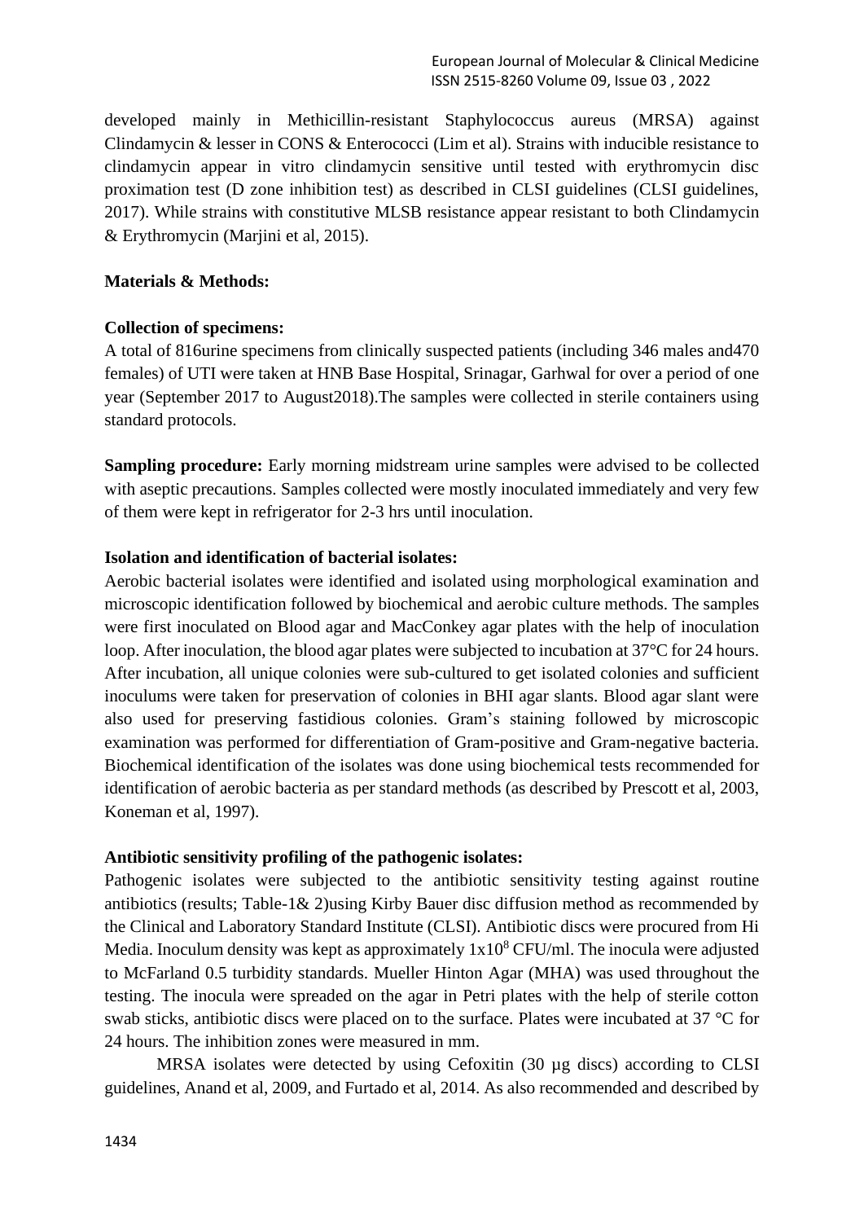developed mainly in Methicillin-resistant Staphylococcus aureus (MRSA) against Clindamycin & lesser in CONS & Enterococci (Lim et al). Strains with inducible resistance to clindamycin appear in vitro clindamycin sensitive until tested with erythromycin disc proximation test (D zone inhibition test) as described in CLSI guidelines (CLSI guidelines, 2017). While strains with constitutive MLSB resistance appear resistant to both Clindamycin & Erythromycin (Marjini et al, 2015).

**Materials & Methods:**

**Collection of specimens:**

A total of 816urine specimens from clinically suspected patients (including 346 males and470 females) of UTI were taken at HNB Base Hospital, Srinagar, Garhwal for over a period of one year (September 2017 to August2018).The samples were collected in sterile containers using standard protocols.

**Sampling procedure:** Early morning midstream urine samples were advised to be collected with aseptic precautions. Samples collected were mostly inoculated immediately and very few of them were kept in refrigerator for 2-3 hrs until inoculation.

**Isolation and identification of bacterial isolates:**

Aerobic bacterial isolates were identified and isolated using morphological examination and microscopic identification followed by biochemical and aerobic culture methods. The samples were first inoculated on Blood agar and MacConkey agar plates with the help of inoculation loop. After inoculation, the blood agar plates were subjected to incubation at 37°C for 24 hours. After incubation, all unique colonies were sub-cultured to get isolated colonies and sufficient inoculums were taken for preservation of colonies in BHI agar slants. Blood agar slant were also used for preserving fastidious colonies. Gram's staining followed by microscopic examination was performed for differentiation of Gram-positive and Gram-negative bacteria. Biochemical identification of the isolates was done using biochemical tests recommended for identification of aerobic bacteria as per standard methods (as described by Prescott et al, 2003, Koneman et al, 1997).

**Antibiotic sensitivity profiling of the pathogenic isolates:**

Pathogenic isolates were subjected to the antibiotic sensitivity testing against routine antibiotics (results; Table-1& 2)using Kirby Bauer disc diffusion method as recommended by the Clinical and Laboratory Standard Institute (CLSI). Antibiotic discs were procured from Hi Media. Inoculum density was kept as approximately $1x10^8$ CFU/ml. The inocula were adjusted to McFarland 0.5 turbidity standards. Mueller Hinton Agar (MHA) was used throughout the testing. The inocula were spreaded on the agar in Petri plates with the help of sterile cotton swab sticks, antibiotic discs were placed on to the surface. Plates were incubated at 37 °C for 24 hours. The inhibition zones were measured in mm.

MRSA isolates were detected by using Cefoxitin (30 µg discs) according to CLSI guidelines, Anand et al, 2009, and Furtado et al, 2014. As also recommended and described by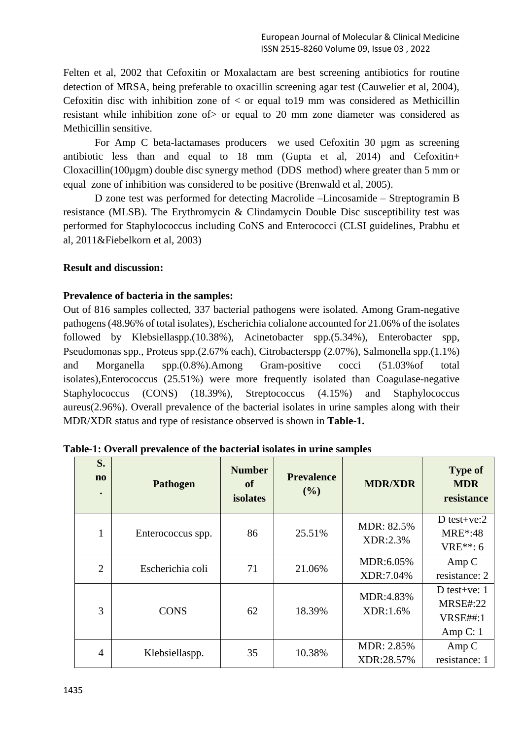Felten et al, 2002 that Cefoxitin or Moxalactam are best screening antibiotics for routine detection of MRSA, being preferable to oxacillin screening agar test (Cauwelier et al, 2004), Cefoxitin disc with inhibition zone of < or equal to19 mm was considered as Methicillin resistant while inhibition zone of> or equal to 20 mm zone diameter was considered as Methicillin sensitive.

For Amp C beta-lactamases producers we used Cefoxitin 30 µgm as screening antibiotic less than and equal to 18 mm (Gupta et al, 2014) and Cefoxitin+ Cloxacillin(100µgm) double disc synergy method (DDS method) where greater than 5 mm or equal zone of inhibition was considered to be positive (Brenwald et al, 2005).

D zone test was performed for detecting Macrolide –Lincosamide – Streptogramin B resistance (MLSB). The Erythromycin & Clindamycin Double Disc susceptibility test was performed for Staphylococcus including CoNS and Enterococci (CLSI guidelines, Prabhu et al, 2011&Fiebelkorn et al, 2003)

**Result and discussion:**

**Prevalence of bacteria in the samples:**

Out of 816 samples collected, 337 bacterial pathogens were isolated. Among Gram-negative pathogens (48.96% of total isolates), Escherichia colialone accounted for 21.06% of the isolates followed by Klebsiellaspp.(10.38%), Acinetobacter spp.(5.34%), Enterobacter spp, Pseudomonas spp., Proteus spp.(2.67% each), Citrobacterspp (2.07%), Salmonella spp.(1.1%) and Morganella spp.(0.8%).Among Gram-positive cocci (51.03%of total isolates),Enterococcus (25.51%) were more frequently isolated than Coagulase-negative Staphylococcus (CONS) (18.39%), Streptococcus (4.15%) and Staphylococcus aureus(2.96%). Overall prevalence of the bacterial isolates in urine samples along with their MDR/XDR status and type of resistance observed is shown in **Table-1.**

**Table-1: Overall prevalence of the bacterial isolates in urine samples**

| S. no. | Pathogen | Number of isolates | Prevalence (%) | MDR/XDR | Type of MDR resistance |
|---|---|---|---|---|---|
| 1 | Enterococcus spp. | 86 | 25.51% | MDR: 82.5% XDR:2.3% | D test+ve:2 MRE*:48 VRE**: 6 |
| 2 | Escherichia coli | 71 | 21.06% | MDR:6.05% XDR:7.04% | Amp C resistance: 2 |
| 3 | CONS | 62 | 18.39% | MDR:4.83% XDR:1.6% | D test+ve: 1 MRSE#:22 VRSE##:1 Amp C: 1 |
| 4 | Klebsiellaspp. | 35 | 10.38% | MDR: 2.85% XDR:28.57% | Amp C resistance: 1 |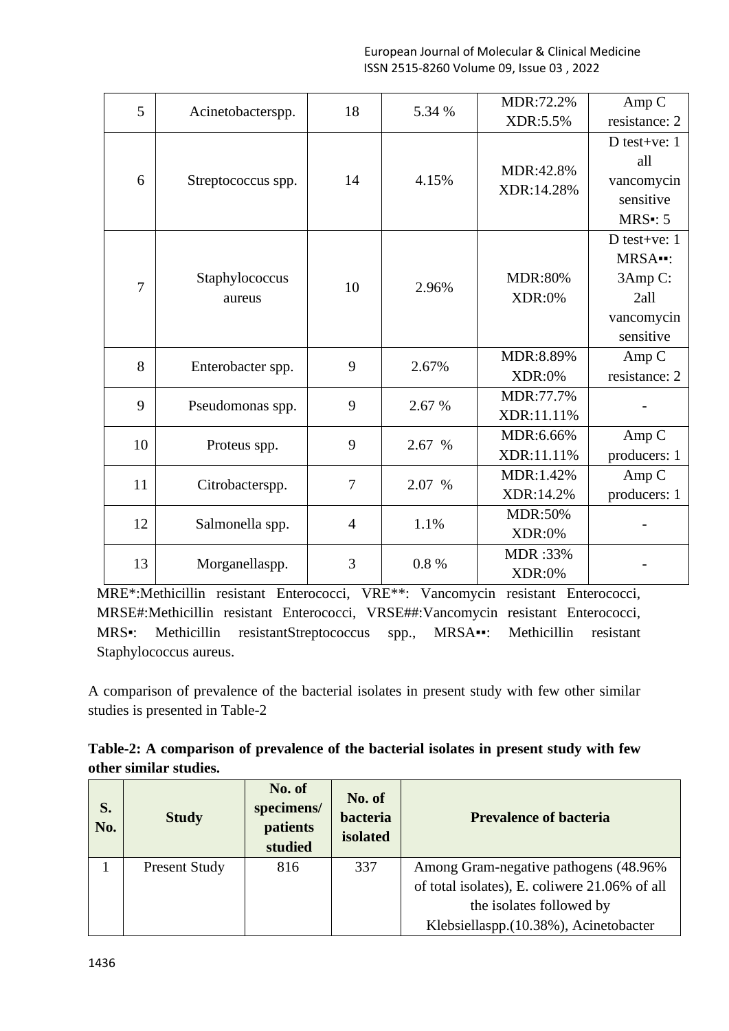| 5 | Acinetobacterspp. | 18 | 5.34 % | MDR:72.2% XDR:5.5% | Amp C resistance: 2 |
|---|---|---|---|---|---|
| 6 | Streptococcus spp. | 14 | 4.15% | MDR:42.8% XDR:14.28% | D test+ve: 1 all vancomycin sensitive MRS▪: 5 |
| 7 | Staphylococcus aureus | 10 | 2.96% | MDR:80% XDR:0% | D test+ve: 1 MRSA▪▪: 3Amp C: 2all vancomycin sensitive |
| 8 | Enterobacter spp. | 9 | 2.67% | MDR:8.89% XDR:0% | Amp C resistance: 2 |
| 9 | Pseudomonas spp. | 9 | 2.67 % | MDR:77.7% XDR:11.11% | - |
| 10 | Proteus spp. | 9 | 2.67 % | MDR:6.66% XDR:11.11% | Amp C producers: 1 |
| 11 | Citrobacterspp. | 7 | 2.07 % | MDR:1.42% XDR:14.2% | Amp C producers: 1 |
| 12 | Salmonella spp. | 4 | 1.1% | MDR:50% XDR:0% | - |
| 13 | Morganellaspp. | 3 | 0.8 % | MDR :33% XDR:0% | - |

MRE*:Methicillin resistant Enterococci, VRE**: Vancomycin resistant Enterococci, MRSE#:Methicillin resistant Enterococci, VRSE##:Vancomycin resistant Enterococci, MRS▪: Methicillin resistantStreptococcus spp., MRSA▪▪: Methicillin resistant Staphylococcus aureus.

A comparison of prevalence of the bacterial isolates in present study with few other similar studies is presented in Table-2

**Table-2: A comparison of prevalence of the bacterial isolates in present study with few other similar studies.**

| S. No. | Study | No. of specimens/ patients studied | No. of bacteria isolated | Prevalence of bacteria |
|---|---|---|---|---|
| 1 | Present Study | 816 | 337 | Among Gram-negative pathogens (48.96% of total isolates), E. coliwere 21.06% of all the isolates followed by Klebsiellaspp.(10.38%), Acinetobacter |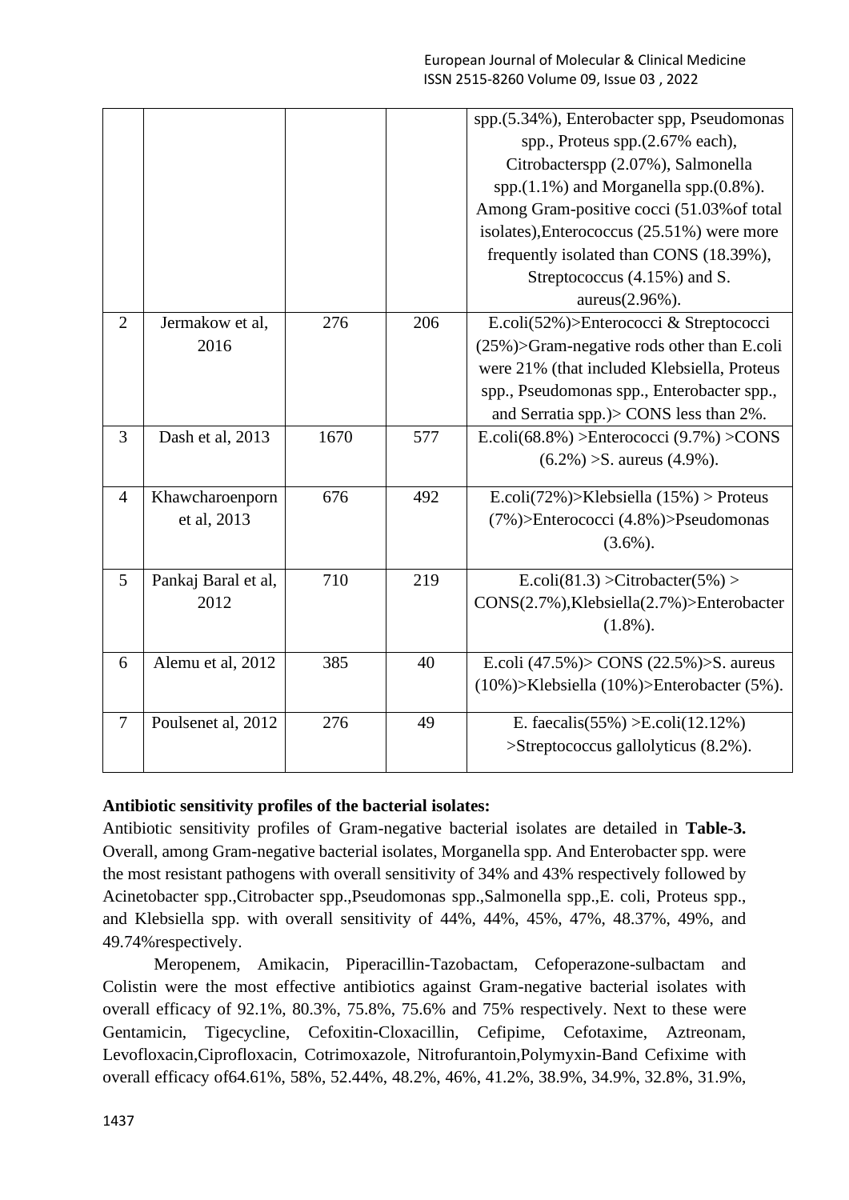|  |  |  |  | spp.(5.34%), Enterobacter spp, Pseudomonas spp., Proteus spp.(2.67% each), Citrobacterspp (2.07%), Salmonella spp.(1.1%) and Morganella spp.(0.8%). Among Gram-positive cocci (51.03%of total isolates),Enterococcus (25.51%) were more frequently isolated than CONS (18.39%), Streptococcus (4.15%) and S. aureus(2.96%). |
|---|---|---|---|---|
| 2 | Jermakow et al, 2016 | 276 | 206 | E.coli(52%)>Enterococci & Streptococci (25%)>Gram-negative rods other than E.coli were 21% (that included Klebsiella, Proteus spp., Pseudomonas spp., Enterobacter spp., and Serratia spp.)> CONS less than 2%. |
| 3 | Dash et al, 2013 | 1670 | 577 | E.coli(68.8%) >Enterococci (9.7%) >CONS (6.2%) >S. aureus (4.9%). |
| 4 | Khawcharoenporn et al, 2013 | 676 | 492 | E.coli(72%)>Klebsiella (15%) > Proteus (7%)>Enterococci (4.8%)>Pseudomonas (3.6%). |
| 5 | Pankaj Baral et al, 2012 | 710 | 219 | E.coli(81.3) >Citrobacter(5%) > CONS(2.7%),Klebsiella(2.7%)>Enterobacter (1.8%). |
| 6 | Alemu et al, 2012 | 385 | 40 | E.coli (47.5%)> CONS (22.5%)>S. aureus (10%)>Klebsiella (10%)>Enterobacter (5%). |
| 7 | Poulsenet al, 2012 | 276 | 49 | E. faecalis(55%) >E.coli(12.12%) >Streptococcus gallolyticus (8.2%). |

**Antibiotic sensitivity profiles of the bacterial isolates:**

Antibiotic sensitivity profiles of Gram-negative bacterial isolates are detailed in **Table-3.** Overall, among Gram-negative bacterial isolates, Morganella spp. And Enterobacter spp. were the most resistant pathogens with overall sensitivity of 34% and 43% respectively followed by Acinetobacter spp.,Citrobacter spp.,Pseudomonas spp.,Salmonella spp.,E. coli, Proteus spp., and Klebsiella spp. with overall sensitivity of 44%, 44%, 45%, 47%, 48.37%, 49%, and 49.74%respectively.

Meropenem, Amikacin, Piperacillin-Tazobactam, Cefoperazone-sulbactam and Colistin were the most effective antibiotics against Gram-negative bacterial isolates with overall efficacy of 92.1%, 80.3%, 75.8%, 75.6% and 75% respectively. Next to these were Gentamicin, Tigecycline, Cefoxitin-Cloxacillin, Cefipime, Cefotaxime, Aztreonam, Levofloxacin,Ciprofloxacin, Cotrimoxazole, Nitrofurantoin,Polymyxin-Band Cefixime with overall efficacy of64.61%, 58%, 52.44%, 48.2%, 46%, 41.2%, 38.9%, 34.9%, 32.8%, 31.9%,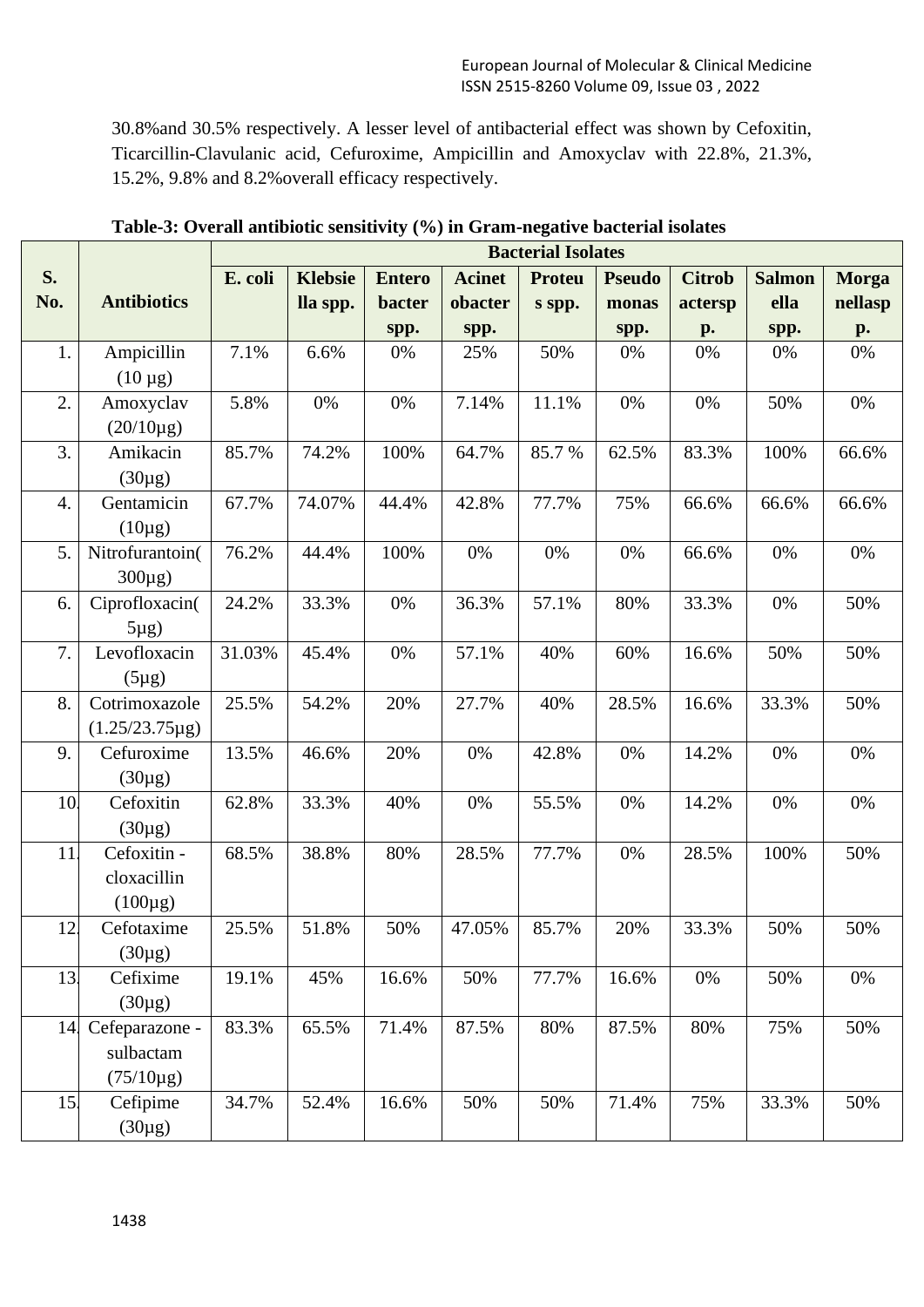30.8%and 30.5% respectively. A lesser level of antibacterial effect was shown by Cefoxitin, Ticarcillin-Clavulanic acid, Cefuroxime, Ampicillin and Amoxyclav with 22.8%, 21.3%, 15.2%, 9.8% and 8.2%overall efficacy respectively.

**Table-3: Overall antibiotic sensitivity (%) in Gram-negative bacterial isolates**

| S. No. | Antibiotics | Bacterial Isolates | | | | | | | | |
|---|---|---|---|---|---|---|---|---|---|---|
| | | E. coli | Klebsiella spp. | Enterobacter spp. | Acinetobacter spp. | Proteus spp. | Pseudomonas spp. | Citrobacter spp. | Salmonella spp. | Morganella spp. |
| 1. | Ampicillin (10 µg) | 7.1% | 6.6% | 0% | 25% | 50% | 0% | 0% | 0% | 0% |
| 2. | Amoxyclav (20/10µg) | 5.8% | 0% | 0% | 7.14% | 11.1% | 0% | 0% | 50% | 0% |
| 3. | Amikacin (30µg) | 85.7% | 74.2% | 100% | 64.7% | 85.7 % | 62.5% | 83.3% | 100% | 66.6% |
| 4. | Gentamicin (10µg) | 67.7% | 74.07% | 44.4% | 42.8% | 77.7% | 75% | 66.6% | 66.6% | 66.6% |
| 5. | Nitrofurantoin(300µg) | 76.2% | 44.4% | 100% | 0% | 0% | 0% | 66.6% | 0% | 0% |
| 6. | Ciprofloxacin(5µg) | 24.2% | 33.3% | 0% | 36.3% | 57.1% | 80% | 33.3% | 0% | 50% |
| 7. | Levofloxacin (5µg) | 31.03% | 45.4% | 0% | 57.1% | 40% | 60% | 16.6% | 50% | 50% |
| 8. | Cotrimoxazole (1.25/23.75µg) | 25.5% | 54.2% | 20% | 27.7% | 40% | 28.5% | 16.6% | 33.3% | 50% |
| 9. | Cefuroxime (30µg) | 13.5% | 46.6% | 20% | 0% | 42.8% | 0% | 14.2% | 0% | 0% |
| 10. | Cefoxitin (30µg) | 62.8% | 33.3% | 40% | 0% | 55.5% | 0% | 14.2% | 0% | 0% |
| 11. | Cefoxitin - cloxacillin (100µg) | 68.5% | 38.8% | 80% | 28.5% | 77.7% | 0% | 28.5% | 100% | 50% |
| 12. | Cefotaxime (30µg) | 25.5% | 51.8% | 50% | 47.05% | 85.7% | 20% | 33.3% | 50% | 50% |
| 13. | Cefixime (30µg) | 19.1% | 45% | 16.6% | 50% | 77.7% | 16.6% | 0% | 50% | 0% |
| 14. | Cefeparazone - sulbactam (75/10µg) | 83.3% | 65.5% | 71.4% | 87.5% | 80% | 87.5% | 80% | 75% | 50% |
| 15. | Cefipime (30µg) | 34.7% | 52.4% | 16.6% | 50% | 50% | 71.4% | 75% | 33.3% | 50% |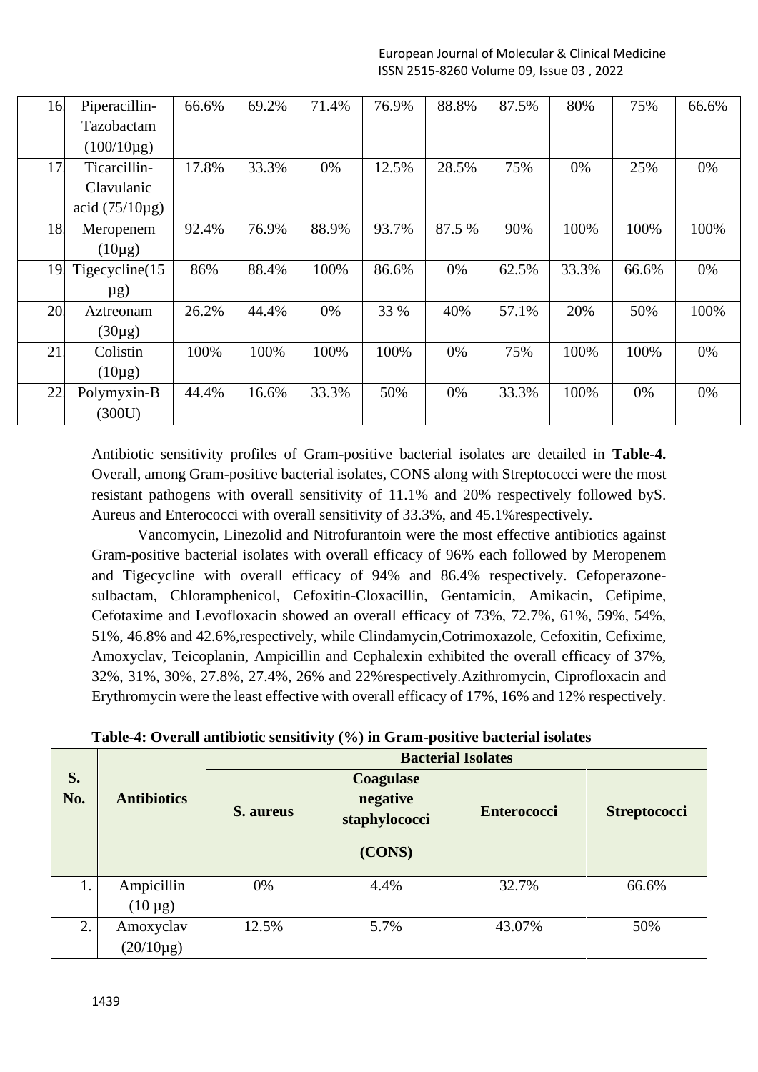| 16. | Piperacillin-Tazobactam (100/10µg) | 66.6% | 69.2% | 71.4% | 76.9% | 88.8% | 87.5% | 80% | 75% | 66.6% |
|---|---|---|---|---|---|---|---|---|---|---|
| 17. | Ticarcillin-Clavulanic acid (75/10µg) | 17.8% | 33.3% | 0% | 12.5% | 28.5% | 75% | 0% | 25% | 0% |
| 18. | Meropenem (10µg) | 92.4% | 76.9% | 88.9% | 93.7% | 87.5 % | 90% | 100% | 100% | 100% |
| 19. | Tigecycline(15 µg) | 86% | 88.4% | 100% | 86.6% | 0% | 62.5% | 33.3% | 66.6% | 0% |
| 20. | Aztreonam (30µg) | 26.2% | 44.4% | 0% | 33 % | 40% | 57.1% | 20% | 50% | 100% |
| 21. | Colistin (10µg) | 100% | 100% | 100% | 100% | 0% | 75% | 100% | 100% | 0% |
| 22. | Polymyxin-B (300U) | 44.4% | 16.6% | 33.3% | 50% | 0% | 33.3% | 100% | 0% | 0% |

Antibiotic sensitivity profiles of Gram-positive bacterial isolates are detailed in **Table-4.** Overall, among Gram-positive bacterial isolates, CONS along with Streptococci were the most resistant pathogens with overall sensitivity of 11.1% and 20% respectively followed byS. Aureus and Enterococci with overall sensitivity of 33.3%, and 45.1%respectively.

Vancomycin, Linezolid and Nitrofurantoin were the most effective antibiotics against Gram-positive bacterial isolates with overall efficacy of 96% each followed by Meropenem and Tigecycline with overall efficacy of 94% and 86.4% respectively. Cefoperazone-sulbactam, Chloramphenicol, Cefoxitin-Cloxacillin, Gentamicin, Amikacin, Cefipime, Cefotaxime and Levofloxacin showed an overall efficacy of 73%, 72.7%, 61%, 59%, 54%, 51%, 46.8% and 42.6%,respectively, while Clindamycin,Cotrimoxazole, Cefoxitin, Cefixime, Amoxyclav, Teicoplanin, Ampicillin and Cephalexin exhibited the overall efficacy of 37%, 32%, 31%, 30%, 27.8%, 27.4%, 26% and 22%respectively.Azithromycin, Ciprofloxacin and Erythromycin were the least effective with overall efficacy of 17%, 16% and 12% respectively.

**Table-4: Overall antibiotic sensitivity (%) in Gram-positive bacterial isolates**

| S. No. | Antibiotics | Bacterial Isolates | | | |
|---|---|---|---|---|---|
| | | **S. aureus** | **Coagulase negative staphylococci (CONS)** | **Enterococci** | **Streptococci** |
| 1. | Ampicillin (10 µg) | 0% | 4.4% | 32.7% | 66.6% |
| 2. | Amoxyclav (20/10µg) | 12.5% | 5.7% | 43.07% | 50% |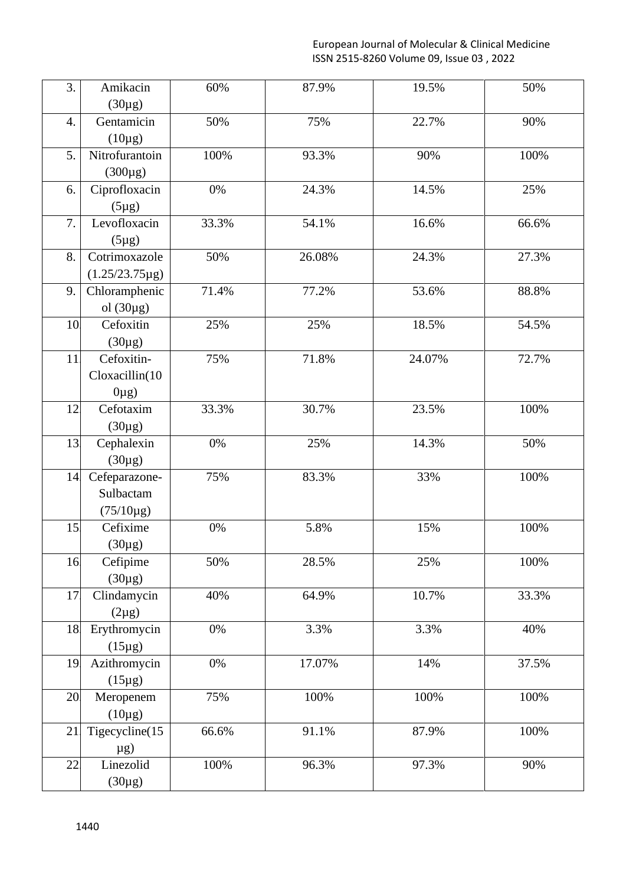| 3. | Amikacin (30µg) | 60% | 87.9% | 19.5% | 50% |
|---|---|---|---|---|---|
| 4. | Gentamicin (10µg) | 50% | 75% | 22.7% | 90% |
| 5. | Nitrofurantoin (300µg) | 100% | 93.3% | 90% | 100% |
| 6. | Ciprofloxacin (5µg) | 0% | 24.3% | 14.5% | 25% |
| 7. | Levofloxacin (5µg) | 33.3% | 54.1% | 16.6% | 66.6% |
| 8. | Cotrimoxazole (1.25/23.75µg) | 50% | 26.08% | 24.3% | 27.3% |
| 9. | Chloramphenicol (30µg) | 71.4% | 77.2% | 53.6% | 88.8% |
| 10. | Cefoxitin (30µg) | 25% | 25% | 18.5% | 54.5% |
| 11. | Cefoxitin-Cloxacillin(100µg) | 75% | 71.8% | 24.07% | 72.7% |
| 12. | Cefotaxim (30µg) | 33.3% | 30.7% | 23.5% | 100% |
| 13. | Cephalexin (30µg) | 0% | 25% | 14.3% | 50% |
| 14. | Cefeparazone-Sulbactam (75/10µg) | 75% | 83.3% | 33% | 100% |
| 15. | Cefixime (30µg) | 0% | 5.8% | 15% | 100% |
| 16. | Cefipime (30µg) | 50% | 28.5% | 25% | 100% |
| 17. | Clindamycin (2µg) | 40% | 64.9% | 10.7% | 33.3% |
| 18. | Erythromycin (15µg) | 0% | 3.3% | 3.3% | 40% |
| 19. | Azithromycin (15µg) | 0% | 17.07% | 14% | 37.5% |
| 20. | Meropenem (10µg) | 75% | 100% | 100% | 100% |
| 21. | Tigecycline(15µg) | 66.6% | 91.1% | 87.9% | 100% |
| 22. | Linezolid (30µg) | 100% | 96.3% | 97.3% | 90% |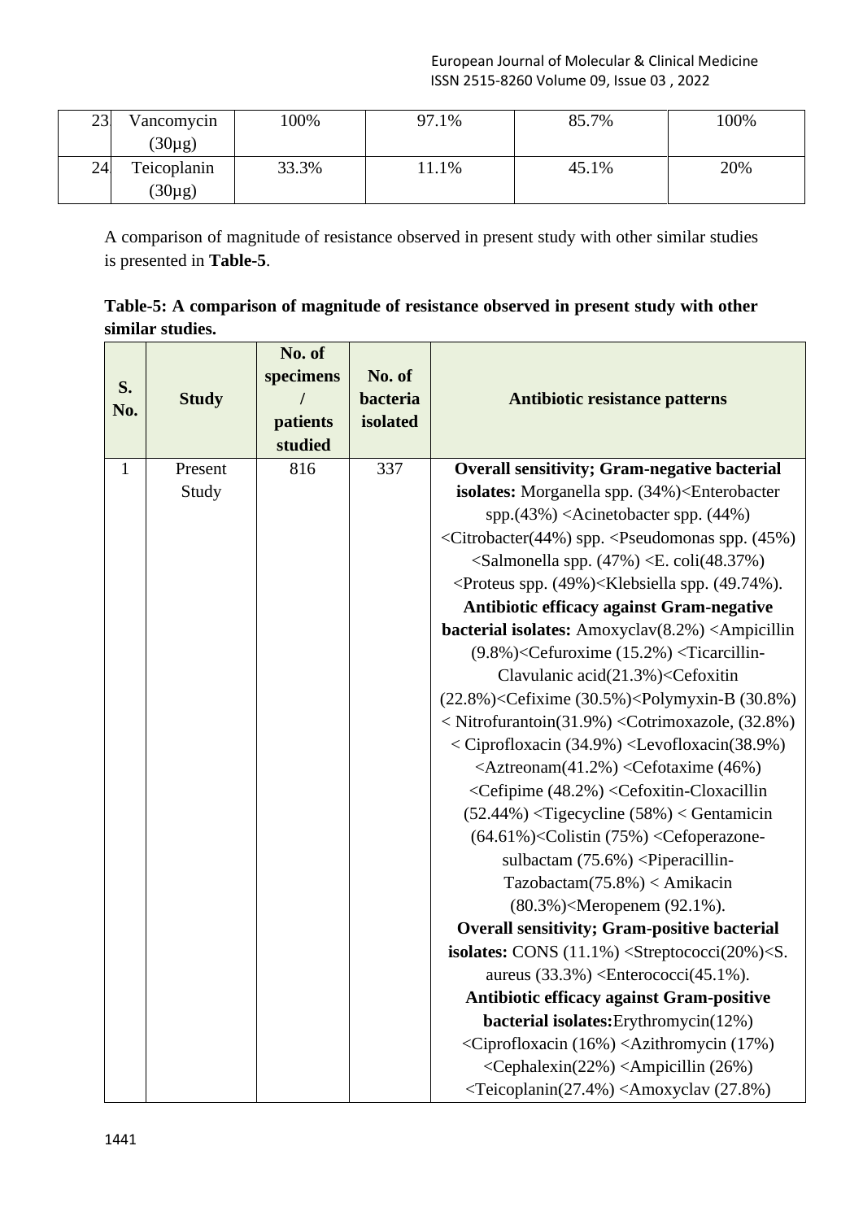| 23 | Vancomycin (30µg) | 100% | 97.1% | 85.7% | 100% |
|---|---|---|---|---|---|
| 24 | Teicoplanin (30µg) | 33.3% | 11.1% | 45.1% | 20% |

A comparison of magnitude of resistance observed in present study with other similar studies is presented in **Table-5**.

**Table-5: A comparison of magnitude of resistance observed in present study with other similar studies.**

| S. No. | Study | No. of specimens / patients studied | No. of bacteria isolated | Antibiotic resistance patterns |
|---|---|---|---|---|
| 1 | Present Study | 816 | 337 | **Overall sensitivity; Gram-negative bacterial isolates:** Morganella spp. (34%)<Enterobacter spp.(43%) <Acinetobacter spp. (44%) <Citrobacter(44%) spp. <Pseudomonas spp. (45%) <Salmonella spp. (47%) <E. coli(48.37%) <Proteus spp. (49%)<Klebsiella spp. (49.74%). **Antibiotic efficacy against Gram-negative bacterial isolates:** Amoxyclav(8.2%) <Ampicillin (9.8%)<Cefuroxime (15.2%) <Ticarcillin-Clavulanic acid(21.3%)<Cefoxitin (22.8%)<Cefixime (30.5%)<Polymyxin-B (30.8%) < Nitrofurantoin(31.9%) <Cotrimoxazole, (32.8%) < Ciprofloxacin (34.9%) <Levofloxacin(38.9%) <Aztreonam(41.2%) <Cefotaxime (46%) <Cefipime (48.2%) <Cefoxitin-Cloxacillin (52.44%) <Tigecycline (58%) < Gentamicin (64.61%)<Colistin (75%) <Cefoperazone-sulbactam (75.6%) <Piperacillin-Tazobactam(75.8%) < Amikacin (80.3%)<Meropenem (92.1%). **Overall sensitivity; Gram-positive bacterial isolates:** CONS (11.1%) <Streptococci(20%)<S. aureus (33.3%) <Enterococci(45.1%). **Antibiotic efficacy against Gram-positive bacterial isolates:**Erythromycin(12%) <Ciprofloxacin (16%) <Azithromycin (17%) <Cephalexin(22%) <Ampicillin (26%) <Teicoplanin(27.4%) <Amoxyclav (27.8%) |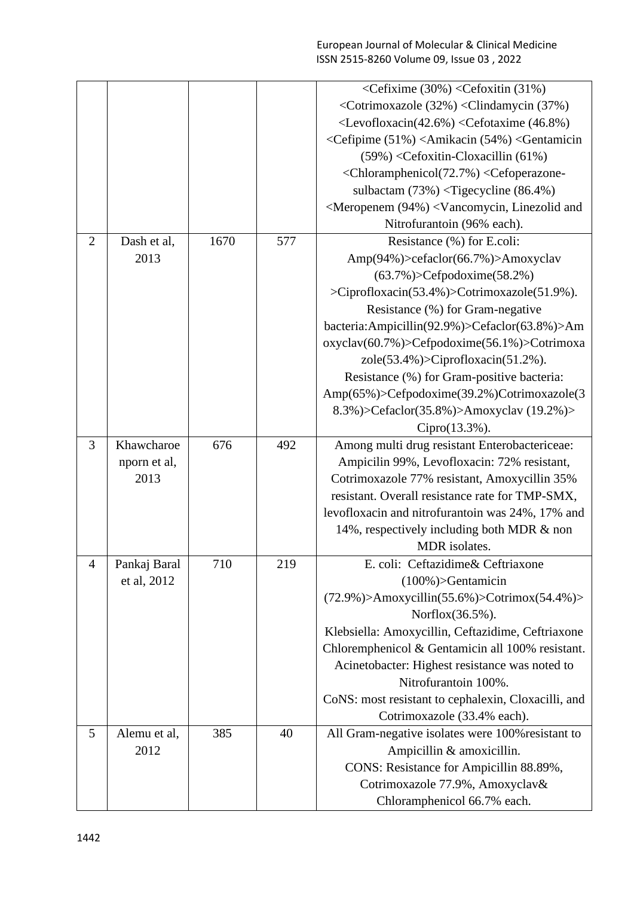| | | | | <Cefixime (30%) <Cefoxitin (31%) <Cotrimoxazole (32%) <Clindamycin (37%) <Levofloxacin(42.6%) <Cefotaxime (46.8%) <Cefipime (51%) <Amikacin (54%) <Gentamicin (59%) <Cefoxitin-Cloxacillin (61%) <Chloramphenicol(72.7%) <Cefoperazone-sulbactam (73%) <Tigecycline (86.4%) <Meropenem (94%) <Vancomycin, Linezolid and Nitrofurantoin (96% each). |
|---|---|---|---|---|
| 2 | Dash et al, 2013 | 1670 | 577 | Resistance (%) for E.coli: Amp(94%)>cefaclor(66.7%)>Amoxyclav (63.7%)>Cefpodoxime(58.2%) >Ciprofloxacin(53.4%)>Cotrimoxazole(51.9%). Resistance (%) for Gram-negative bacteria:Ampicillin(92.9%)>Cefaclor(63.8%)>Amoxyclav(60.7%)>Cefpodoxime(56.1%)>Cotrimoxazole(53.4%)>Ciprofloxacin(51.2%). Resistance (%) for Gram-positive bacteria: Amp(65%)>Cefpodoxime(39.2%)Cotrimoxazole(38.3%)>Cefaclor(35.8%)>Amoxyclav (19.2%)> Cipro(13.3%). |
| 3 | Khawcharoenporn et al, 2013 | 676 | 492 | Among multi drug resistant Enterobactericeae: Ampicilin 99%, Levofloxacin: 72% resistant, Cotrimoxazole 77% resistant, Amoxycillin 35% resistant. Overall resistance rate for TMP-SMX, levofloxacin and nitrofurantoin was 24%, 17% and 14%, respectively including both MDR & non MDR isolates. |
| 4 | Pankaj Baral et al, 2012 | 710 | 219 | E. coli: Ceftazidime& Ceftriaxone (100%)>Gentamicin (72.9%)>Amoxycillin(55.6%)>Cotrimox(54.4%)> Norflox(36.5%). Klebsiella: Amoxycillin, Ceftazidime, Ceftriaxone Chloremphenicol & Gentamicin all 100% resistant. Acinetobacter: Highest resistance was noted to Nitrofurantoin 100%. CoNS: most resistant to cephalexin, Cloxacilli, and Cotrimoxazole (33.4% each). |
| 5 | Alemu et al, 2012 | 385 | 40 | All Gram-negative isolates were 100%resistant to Ampicillin & amoxicillin. CONS: Resistance for Ampicillin 88.89%, Cotrimoxazole 77.9%, Amoxyclav& Chloramphenicol 66.7% each. |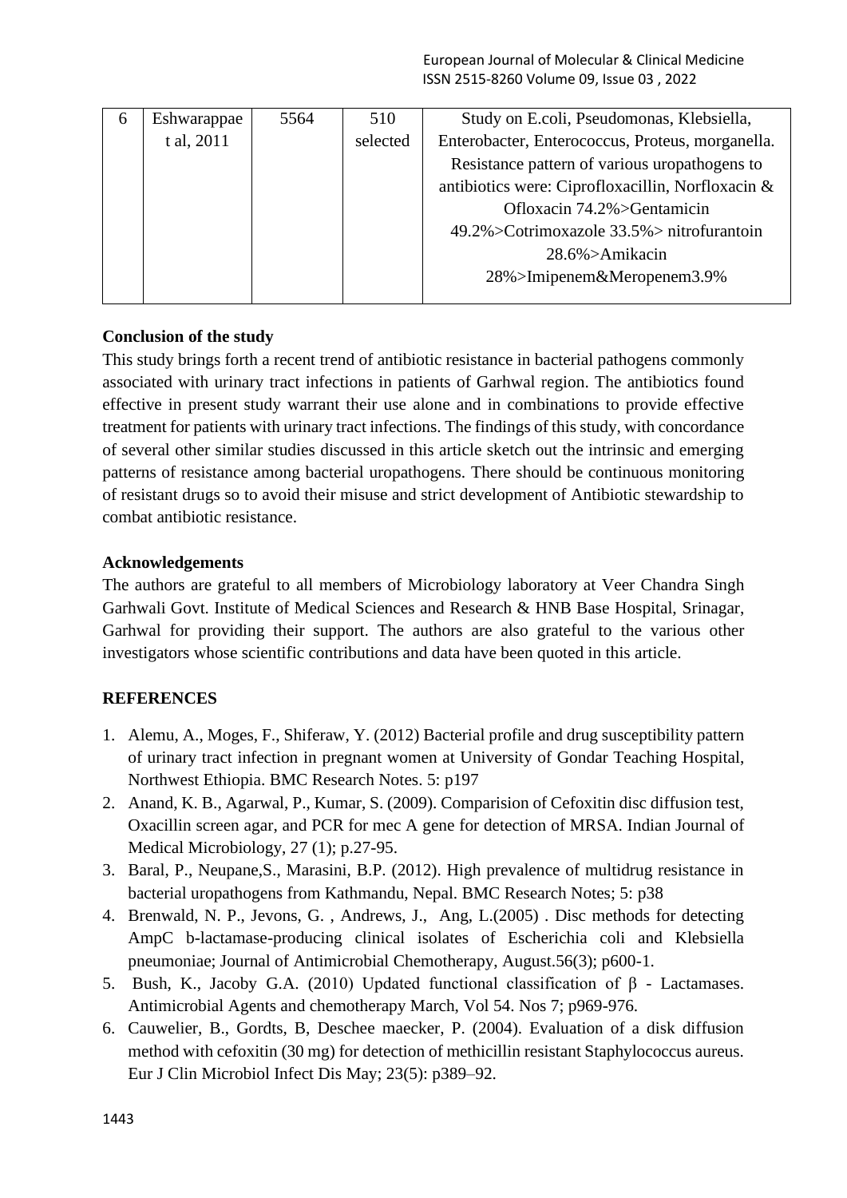| 6 | Eshwarappa et al, 2011 | 5564 | 510 selected | Study on E.coli, Pseudomonas, Klebsiella, Enterobacter, Enterococcus, Proteus, morganella. Resistance pattern of various uropathogens to antibiotics were: Ciprofloxacillin, Norfloxacin & Ofloxacin 74.2%>Gentamicin 49.2%>Cotrimoxazole 33.5%> nitrofurantoin 28.6%>Amikacin 28%>Imipenem&Meropenem3.9% |
|---|---|---|---|---|

**Conclusion of the study**

This study brings forth a recent trend of antibiotic resistance in bacterial pathogens commonly associated with urinary tract infections in patients of Garhwal region. The antibiotics found effective in present study warrant their use alone and in combinations to provide effective treatment for patients with urinary tract infections. The findings of this study, with concordance of several other similar studies discussed in this article sketch out the intrinsic and emerging patterns of resistance among bacterial uropathogens. There should be continuous monitoring of resistant drugs so to avoid their misuse and strict development of Antibiotic stewardship to combat antibiotic resistance.

**Acknowledgements**

The authors are grateful to all members of Microbiology laboratory at Veer Chandra Singh Garhwali Govt. Institute of Medical Sciences and Research & HNB Base Hospital, Srinagar, Garhwal for providing their support. The authors are also grateful to the various other investigators whose scientific contributions and data have been quoted in this article.

**REFERENCES**

1. Alemu, A., Moges, F., Shiferaw, Y. (2012) Bacterial profile and drug susceptibility pattern of urinary tract infection in pregnant women at University of Gondar Teaching Hospital, Northwest Ethiopia. BMC Research Notes. 5: p197
2. Anand, K. B., Agarwal, P., Kumar, S. (2009). Comparision of Cefoxitin disc diffusion test, Oxacillin screen agar, and PCR for mec A gene for detection of MRSA. Indian Journal of Medical Microbiology, 27 (1); p.27-95.
3. Baral, P., Neupane,S., Marasini, B.P. (2012). High prevalence of multidrug resistance in bacterial uropathogens from Kathmandu, Nepal. BMC Research Notes; 5: p38
4. Brenwald, N. P., Jevons, G. , Andrews, J., Ang, L.(2005) . Disc methods for detecting AmpC b-lactamase-producing clinical isolates of Escherichia coli and Klebsiella pneumoniae; Journal of Antimicrobial Chemotherapy, August.56(3); p600-1.
5. Bush, K., Jacoby G.A. (2010) Updated functional classification of β - Lactamases. Antimicrobial Agents and chemotherapy March, Vol 54. Nos 7; p969-976.
6. Cauwelier, B., Gordts, B, Deschee maecker, P. (2004). Evaluation of a disk diffusion method with cefoxitin (30 mg) for detection of methicillin resistant Staphylococcus aureus. Eur J Clin Microbiol Infect Dis May; 23(5): p389–92.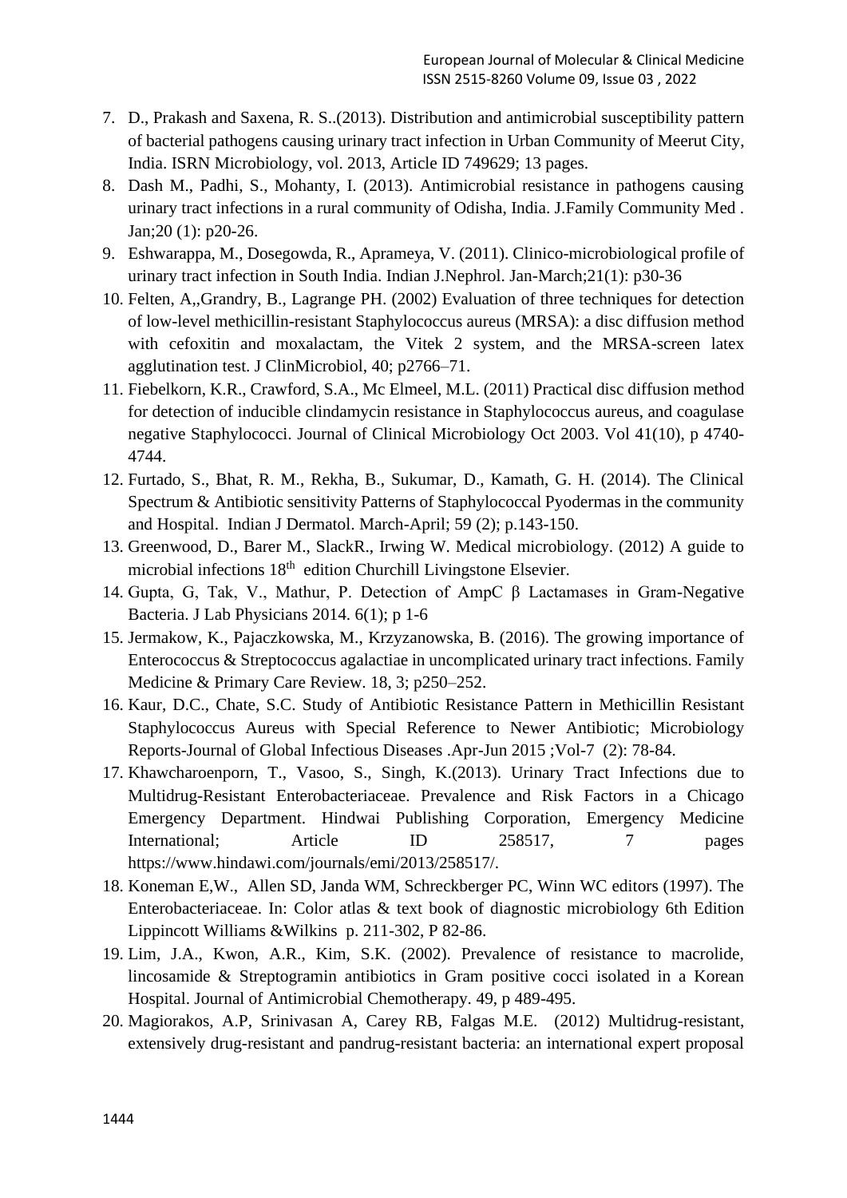7. D., Prakash and Saxena, R. S..(2013). Distribution and antimicrobial susceptibility pattern of bacterial pathogens causing urinary tract infection in Urban Community of Meerut City, India. ISRN Microbiology, vol. 2013, Article ID 749629; 13 pages.
8. Dash M., Padhi, S., Mohanty, I. (2013). Antimicrobial resistance in pathogens causing urinary tract infections in a rural community of Odisha, India. J.Family Community Med . Jan;20 (1): p20-26.
9. Eshwarappa, M., Dosegowda, R., Aprameya, V. (2011). Clinico-microbiological profile of urinary tract infection in South India. Indian J.Nephrol. Jan-March;21(1): p30-36
10. Felten, A,,Grandry, B., Lagrange PH. (2002) Evaluation of three techniques for detection of low-level methicillin-resistant Staphylococcus aureus (MRSA): a disc diffusion method with cefoxitin and moxalactam, the Vitek 2 system, and the MRSA-screen latex agglutination test. J ClinMicrobiol, 40; p2766–71.
11. Fiebelkorn, K.R., Crawford, S.A., Mc Elmeel, M.L. (2011) Practical disc diffusion method for detection of inducible clindamycin resistance in Staphylococcus aureus, and coagulase negative Staphylococci. Journal of Clinical Microbiology Oct 2003. Vol 41(10), p 4740-4744.
12. Furtado, S., Bhat, R. M., Rekha, B., Sukumar, D., Kamath, G. H. (2014). The Clinical Spectrum & Antibiotic sensitivity Patterns of Staphylococcal Pyodermas in the community and Hospital. Indian J Dermatol. March-April; 59 (2); p.143-150.
13. Greenwood, D., Barer M., SlackR., Irwing W. Medical microbiology. (2012) A guide to microbial infections 18th edition Churchill Livingstone Elsevier.
14. Gupta, G, Tak, V., Mathur, P. Detection of AmpC β Lactamases in Gram-Negative Bacteria. J Lab Physicians 2014. 6(1); p 1-6
15. Jermakow, K., Pajaczkowska, M., Krzyzanowska, B. (2016). The growing importance of Enterococcus & Streptococcus agalactiae in uncomplicated urinary tract infections. Family Medicine & Primary Care Review. 18, 3; p250–252.
16. Kaur, D.C., Chate, S.C. Study of Antibiotic Resistance Pattern in Methicillin Resistant Staphylococcus Aureus with Special Reference to Newer Antibiotic; Microbiology Reports-Journal of Global Infectious Diseases .Apr-Jun 2015 ;Vol-7 (2): 78-84.
17. Khawcharoenporn, T., Vasoo, S., Singh, K.(2013). Urinary Tract Infections due to Multidrug-Resistant Enterobacteriaceae. Prevalence and Risk Factors in a Chicago Emergency Department. Hindwai Publishing Corporation, Emergency Medicine International; Article ID 258517, 7 pages https://www.hindawi.com/journals/emi/2013/258517/.
18. Koneman E,W., Allen SD, Janda WM, Schreckberger PC, Winn WC editors (1997). The Enterobacteriaceae. In: Color atlas & text book of diagnostic microbiology 6th Edition Lippincott Williams &Wilkins p. 211-302, P 82-86.
19. Lim, J.A., Kwon, A.R., Kim, S.K. (2002). Prevalence of resistance to macrolide, lincosamide & Streptogramin antibiotics in Gram positive cocci isolated in a Korean Hospital. Journal of Antimicrobial Chemotherapy. 49, p 489-495.
20. Magiorakos, A.P, Srinivasan A, Carey RB, Falgas M.E. (2012) Multidrug-resistant, extensively drug-resistant and pandrug-resistant bacteria: an international expert proposal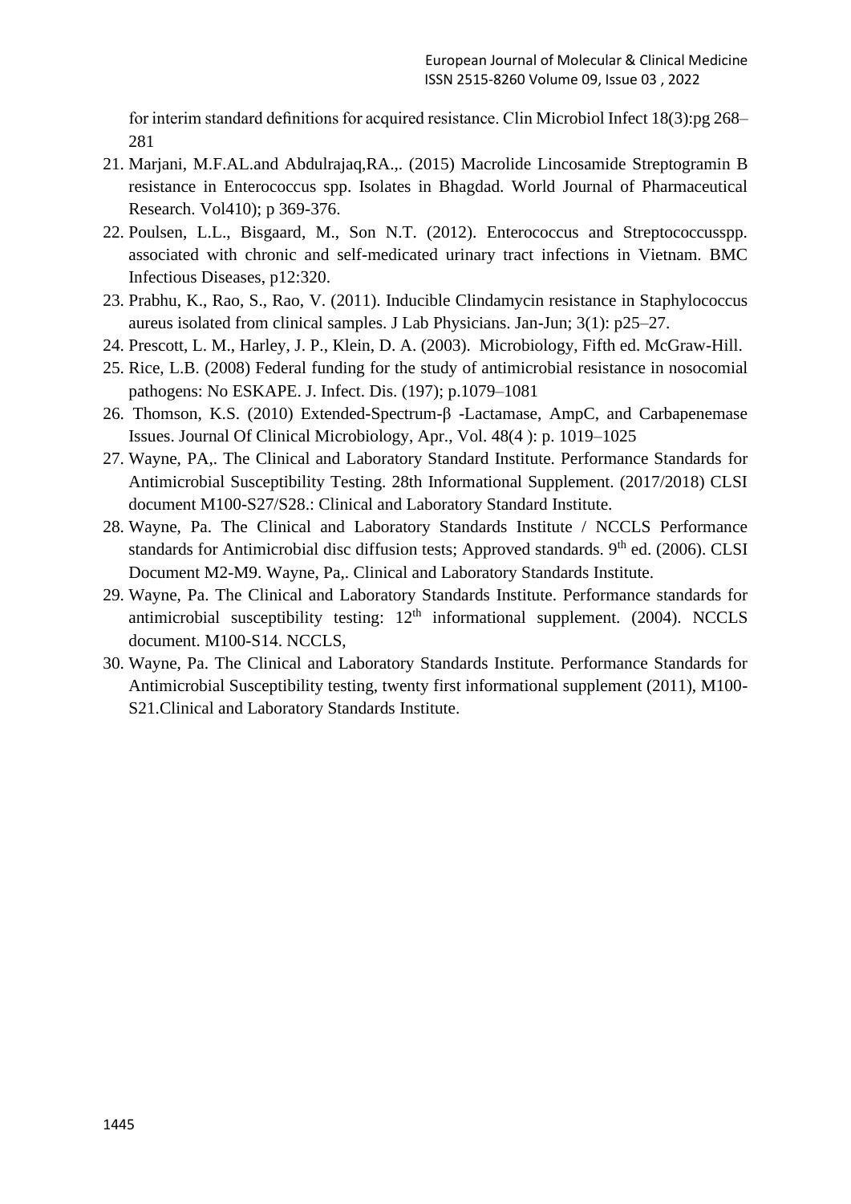for interim standard definitions for acquired resistance. Clin Microbiol Infect 18(3):pg 268–281

21. Marjani, M.F.AL.and Abdulrajaq,RA.,. (2015) Macrolide Lincosamide Streptogramin B resistance in Enterococcus spp. Isolates in Bhagdad. World Journal of Pharmaceutical Research. Vol410); p 369-376.
22. Poulsen, L.L., Bisgaard, M., Son N.T. (2012). Enterococcus and Streptococcusspp. associated with chronic and self-medicated urinary tract infections in Vietnam. BMC Infectious Diseases, p12:320.
23. Prabhu, K., Rao, S., Rao, V. (2011). Inducible Clindamycin resistance in Staphylococcus aureus isolated from clinical samples. J Lab Physicians. Jan-Jun; 3(1): p25–27.
24. Prescott, L. M., Harley, J. P., Klein, D. A. (2003). Microbiology, Fifth ed. McGraw-Hill.
25. Rice, L.B. (2008) Federal funding for the study of antimicrobial resistance in nosocomial pathogens: No ESKAPE. J. Infect. Dis. (197); p.1079–1081
26. Thomson, K.S. (2010) Extended-Spectrum-β -Lactamase, AmpC, and Carbapenemase Issues. Journal Of Clinical Microbiology, Apr., Vol. 48(4 ): p. 1019–1025
27. Wayne, PA,. The Clinical and Laboratory Standard Institute. Performance Standards for Antimicrobial Susceptibility Testing. 28th Informational Supplement. (2017/2018) CLSI document M100-S27/S28.: Clinical and Laboratory Standard Institute.
28. Wayne, Pa. The Clinical and Laboratory Standards Institute / NCCLS Performance standards for Antimicrobial disc diffusion tests; Approved standards. 9th ed. (2006). CLSI Document M2-M9. Wayne, Pa,. Clinical and Laboratory Standards Institute.
29. Wayne, Pa. The Clinical and Laboratory Standards Institute. Performance standards for antimicrobial susceptibility testing: 12th informational supplement. (2004). NCCLS document. M100-S14. NCCLS,
30. Wayne, Pa. The Clinical and Laboratory Standards Institute. Performance Standards for Antimicrobial Susceptibility testing, twenty first informational supplement (2011), M100-S21.Clinical and Laboratory Standards Institute.